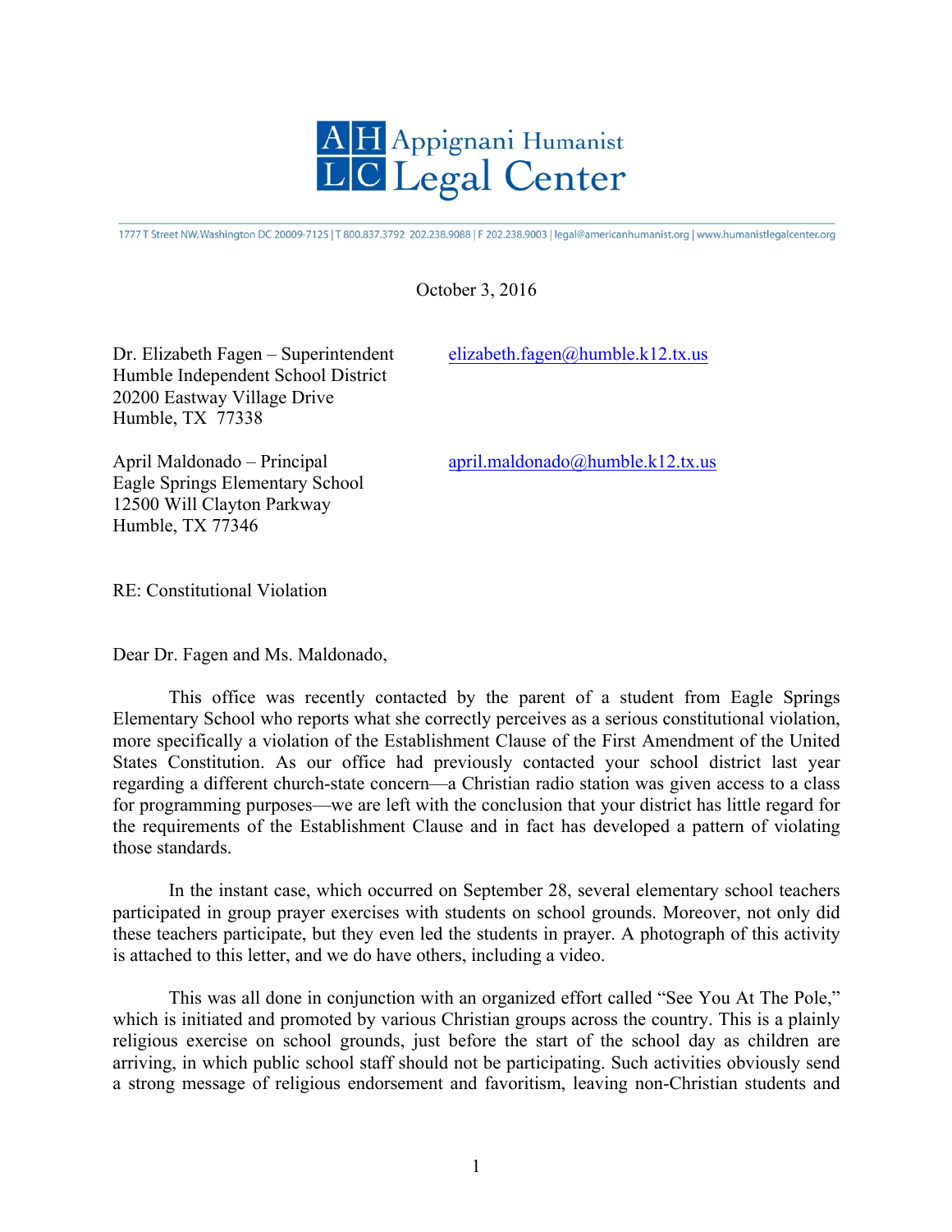# Appignani Humanist Legal Center

1777 T Street NW, Washington DC 20009-7125 | T 800.837.3792 202.238.9088 | F 202.238.9003 | legal@americanhumanist.org | www.humanistlegalcenter.org

October 3, 2016

Dr. Elizabeth Fagen – Superintendent
Humble Independent School District
20200 Eastway Village Drive
Humble, TX 77338

elizabeth.fagen@humble.k12.tx.us

April Maldonado – Principal
Eagle Springs Elementary School
12500 Will Clayton Parkway
Humble, TX 77346

april.maldonado@humble.k12.tx.us

RE: Constitutional Violation

Dear Dr. Fagen and Ms. Maldonado,

This office was recently contacted by the parent of a student from Eagle Springs Elementary School who reports what she correctly perceives as a serious constitutional violation, more specifically a violation of the Establishment Clause of the First Amendment of the United States Constitution. As our office had previously contacted your school district last year regarding a different church-state concern—a Christian radio station was given access to a class for programming purposes—we are left with the conclusion that your district has little regard for the requirements of the Establishment Clause and in fact has developed a pattern of violating those standards.

In the instant case, which occurred on September 28, several elementary school teachers participated in group prayer exercises with students on school grounds. Moreover, not only did these teachers participate, but they even led the students in prayer. A photograph of this activity is attached to this letter, and we do have others, including a video.

This was all done in conjunction with an organized effort called "See You At The Pole," which is initiated and promoted by various Christian groups across the country. This is a plainly religious exercise on school grounds, just before the start of the school day as children are arriving, in which public school staff should not be participating. Such activities obviously send a strong message of religious endorsement and favoritism, leaving non-Christian students and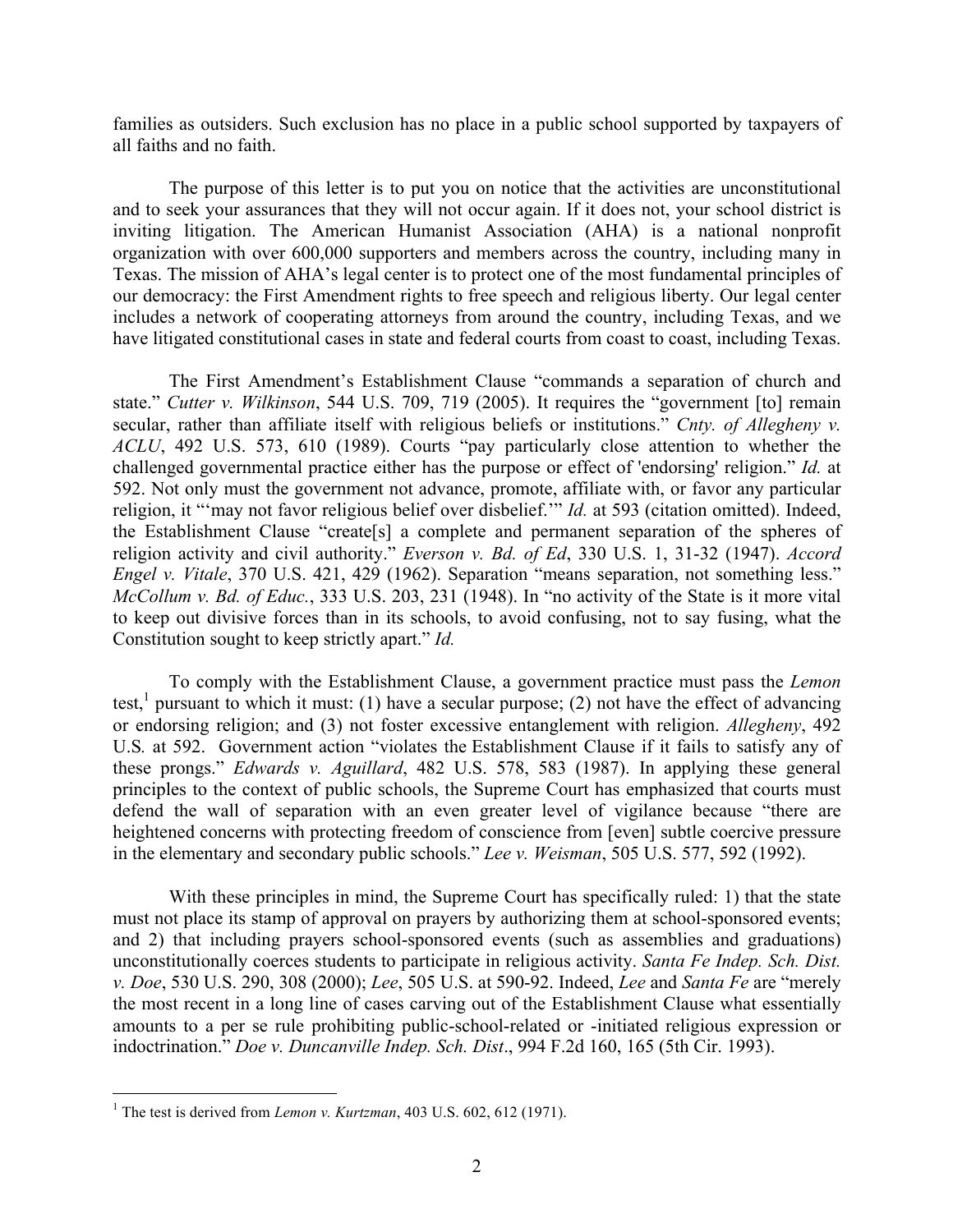families as outsiders. Such exclusion has no place in a public school supported by taxpayers of all faiths and no faith.

The purpose of this letter is to put you on notice that the activities are unconstitutional and to seek your assurances that they will not occur again. If it does not, your school district is inviting litigation. The American Humanist Association (AHA) is a national nonprofit organization with over 600,000 supporters and members across the country, including many in Texas. The mission of AHA's legal center is to protect one of the most fundamental principles of our democracy: the First Amendment rights to free speech and religious liberty. Our legal center includes a network of cooperating attorneys from around the country, including Texas, and we have litigated constitutional cases in state and federal courts from coast to coast, including Texas.

The First Amendment's Establishment Clause "commands a separation of church and state." *Cutter v. Wilkinson*, 544 U.S. 709, 719 (2005). It requires the "government [to] remain secular, rather than affiliate itself with religious beliefs or institutions." *Cnty. of Allegheny v. ACLU*, 492 U.S. 573, 610 (1989). Courts "pay particularly close attention to whether the challenged governmental practice either has the purpose or effect of 'endorsing' religion." *Id.* at 592. Not only must the government not advance, promote, affiliate with, or favor any particular religion, it "'may not favor religious belief over disbelief.'" *Id.* at 593 (citation omitted). Indeed, the Establishment Clause "create[s] a complete and permanent separation of the spheres of religion activity and civil authority." *Everson v. Bd. of Ed*, 330 U.S. 1, 31-32 (1947). *Accord Engel v. Vitale*, 370 U.S. 421, 429 (1962). Separation "means separation, not something less." *McCollum v. Bd. of Educ.*, 333 U.S. 203, 231 (1948). In "no activity of the State is it more vital to keep out divisive forces than in its schools, to avoid confusing, not to say fusing, what the Constitution sought to keep strictly apart." *Id.*

To comply with the Establishment Clause, a government practice must pass the *Lemon* test,[1] pursuant to which it must: (1) have a secular purpose; (2) not have the effect of advancing or endorsing religion; and (3) not foster excessive entanglement with religion. *Allegheny*, 492 U.S*.* at 592. Government action "violates the Establishment Clause if it fails to satisfy any of these prongs." *Edwards v. Aguillard*, 482 U.S. 578, 583 (1987). In applying these general principles to the context of public schools, the Supreme Court has emphasized that courts must defend the wall of separation with an even greater level of vigilance because "there are heightened concerns with protecting freedom of conscience from [even] subtle coercive pressure in the elementary and secondary public schools." *Lee v. Weisman*, 505 U.S. 577, 592 (1992).

With these principles in mind, the Supreme Court has specifically ruled: 1) that the state must not place its stamp of approval on prayers by authorizing them at school-sponsored events; and 2) that including prayers school-sponsored events (such as assemblies and graduations) unconstitutionally coerces students to participate in religious activity. *Santa Fe Indep. Sch. Dist. v. Doe*, 530 U.S. 290, 308 (2000); *Lee*, 505 U.S. at 590-92. Indeed, *Lee* and *Santa Fe* are "merely the most recent in a long line of cases carving out of the Establishment Clause what essentially amounts to a per se rule prohibiting public-school-related or -initiated religious expression or indoctrination." *Doe v. Duncanville Indep. Sch. Dist*., 994 F.2d 160, 165 (5th Cir. 1993).

[1] The test is derived from *Lemon v. Kurtzman*, 403 U.S. 602, 612 (1971).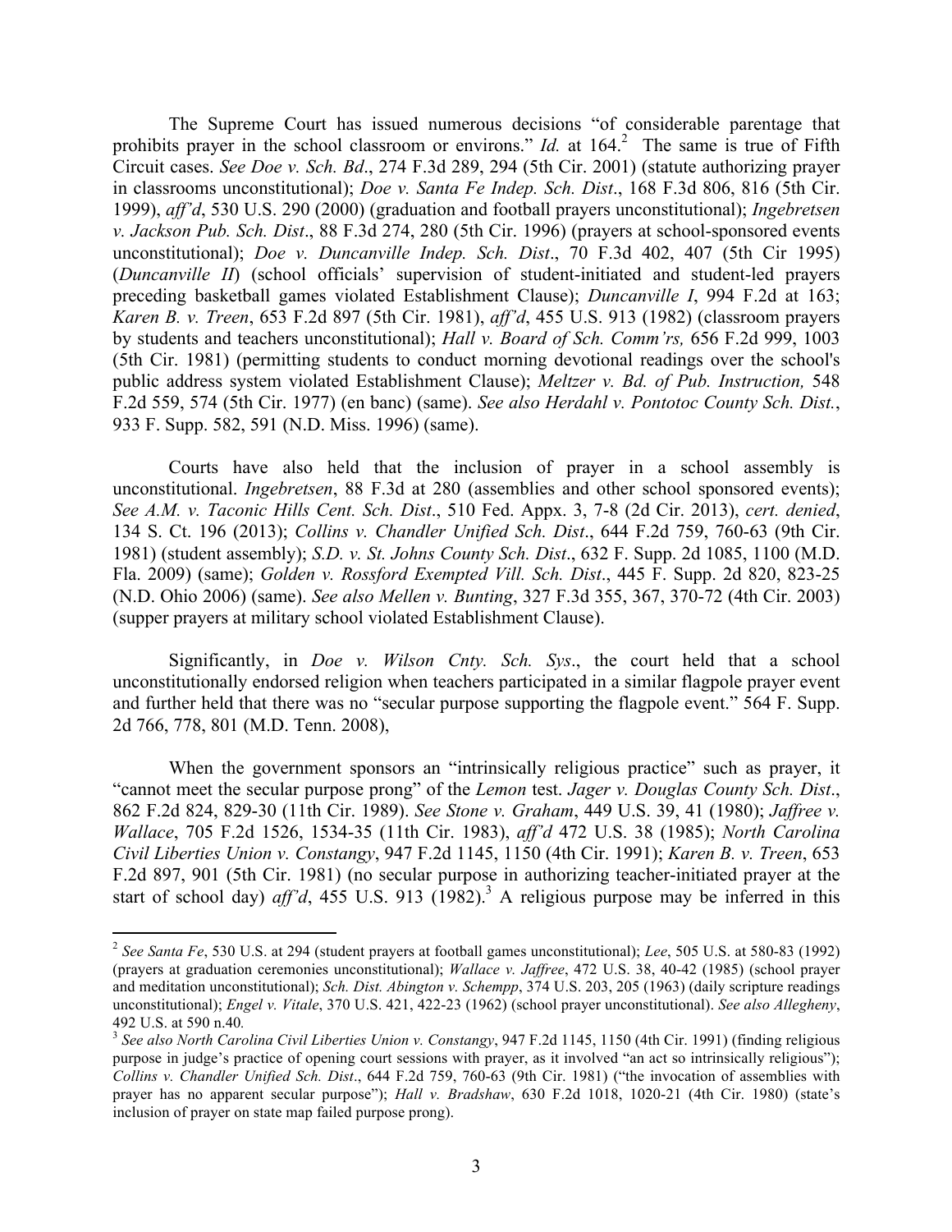The Supreme Court has issued numerous decisions "of considerable parentage that prohibits prayer in the school classroom or environs." *Id.* at 164.[2] The same is true of Fifth Circuit cases. *See Doe v. Sch. Bd*., 274 F.3d 289, 294 (5th Cir. 2001) (statute authorizing prayer in classrooms unconstitutional); *Doe v. Santa Fe Indep. Sch. Dist*., 168 F.3d 806, 816 (5th Cir. 1999), *aff'd*, 530 U.S. 290 (2000) (graduation and football prayers unconstitutional); *Ingebretsen v. Jackson Pub. Sch. Dist*., 88 F.3d 274, 280 (5th Cir. 1996) (prayers at school-sponsored events unconstitutional); *Doe v. Duncanville Indep. Sch. Dist*., 70 F.3d 402, 407 (5th Cir 1995) (*Duncanville II*) (school officials' supervision of student-initiated and student-led prayers preceding basketball games violated Establishment Clause); *Duncanville I*, 994 F.2d at 163; *Karen B. v. Treen*, 653 F.2d 897 (5th Cir. 1981), *aff'd*, 455 U.S. 913 (1982) (classroom prayers by students and teachers unconstitutional); *Hall v. Board of Sch. Comm'rs,* 656 F.2d 999, 1003 (5th Cir. 1981) (permitting students to conduct morning devotional readings over the school's public address system violated Establishment Clause); *Meltzer v. Bd. of Pub. Instruction,* 548 F.2d 559, 574 (5th Cir. 1977) (en banc) (same). *See also Herdahl v. Pontotoc County Sch. Dist.*, 933 F. Supp. 582, 591 (N.D. Miss. 1996) (same).

Courts have also held that the inclusion of prayer in a school assembly is unconstitutional. *Ingebretsen*, 88 F.3d at 280 (assemblies and other school sponsored events); *See A.M. v. Taconic Hills Cent. Sch. Dist*., 510 Fed. Appx. 3, 7-8 (2d Cir. 2013), *cert. denied*, 134 S. Ct. 196 (2013); *Collins v. Chandler Unified Sch. Dist*., 644 F.2d 759, 760-63 (9th Cir. 1981) (student assembly); *S.D. v. St. Johns County Sch. Dist*., 632 F. Supp. 2d 1085, 1100 (M.D. Fla. 2009) (same); *Golden v. Rossford Exempted Vill. Sch. Dist*., 445 F. Supp. 2d 820, 823-25 (N.D. Ohio 2006) (same). *See also Mellen v. Bunting*, 327 F.3d 355, 367, 370-72 (4th Cir. 2003) (supper prayers at military school violated Establishment Clause).

Significantly, in *Doe v. Wilson Cnty. Sch. Sys*., the court held that a school unconstitutionally endorsed religion when teachers participated in a similar flagpole prayer event and further held that there was no "secular purpose supporting the flagpole event." 564 F. Supp. 2d 766, 778, 801 (M.D. Tenn. 2008),

When the government sponsors an "intrinsically religious practice" such as prayer, it "cannot meet the secular purpose prong" of the *Lemon* test. *Jager v. Douglas County Sch. Dist*., 862 F.2d 824, 829-30 (11th Cir. 1989). *See Stone v. Graham*, 449 U.S. 39, 41 (1980); *Jaffree v. Wallace*, 705 F.2d 1526, 1534-35 (11th Cir. 1983), *aff'd* 472 U.S. 38 (1985); *North Carolina Civil Liberties Union v. Constangy*, 947 F.2d 1145, 1150 (4th Cir. 1991); *Karen B. v. Treen*, 653 F.2d 897, 901 (5th Cir. 1981) (no secular purpose in authorizing teacher-initiated prayer at the start of school day) *aff'd*, 455 U.S. 913 (1982).[3] A religious purpose may be inferred in this

---

[2] *See Santa Fe*, 530 U.S. at 294 (student prayers at football games unconstitutional); *Lee*, 505 U.S. at 580-83 (1992) (prayers at graduation ceremonies unconstitutional); *Wallace v. Jaffree*, 472 U.S. 38, 40-42 (1985) (school prayer and meditation unconstitutional); *Sch. Dist. Abington v. Schempp*, 374 U.S. 203, 205 (1963) (daily scripture readings unconstitutional); *Engel v. Vitale*, 370 U.S. 421, 422-23 (1962) (school prayer unconstitutional). *See also Allegheny*, 492 U.S. at 590 n.40.

[3] *See also North Carolina Civil Liberties Union v. Constangy*, 947 F.2d 1145, 1150 (4th Cir. 1991) (finding religious purpose in judge's practice of opening court sessions with prayer, as it involved "an act so intrinsically religious"); *Collins v. Chandler Unified Sch. Dist*., 644 F.2d 759, 760-63 (9th Cir. 1981) ("the invocation of assemblies with prayer has no apparent secular purpose"); *Hall v. Bradshaw*, 630 F.2d 1018, 1020-21 (4th Cir. 1980) (state's inclusion of prayer on state map failed purpose prong).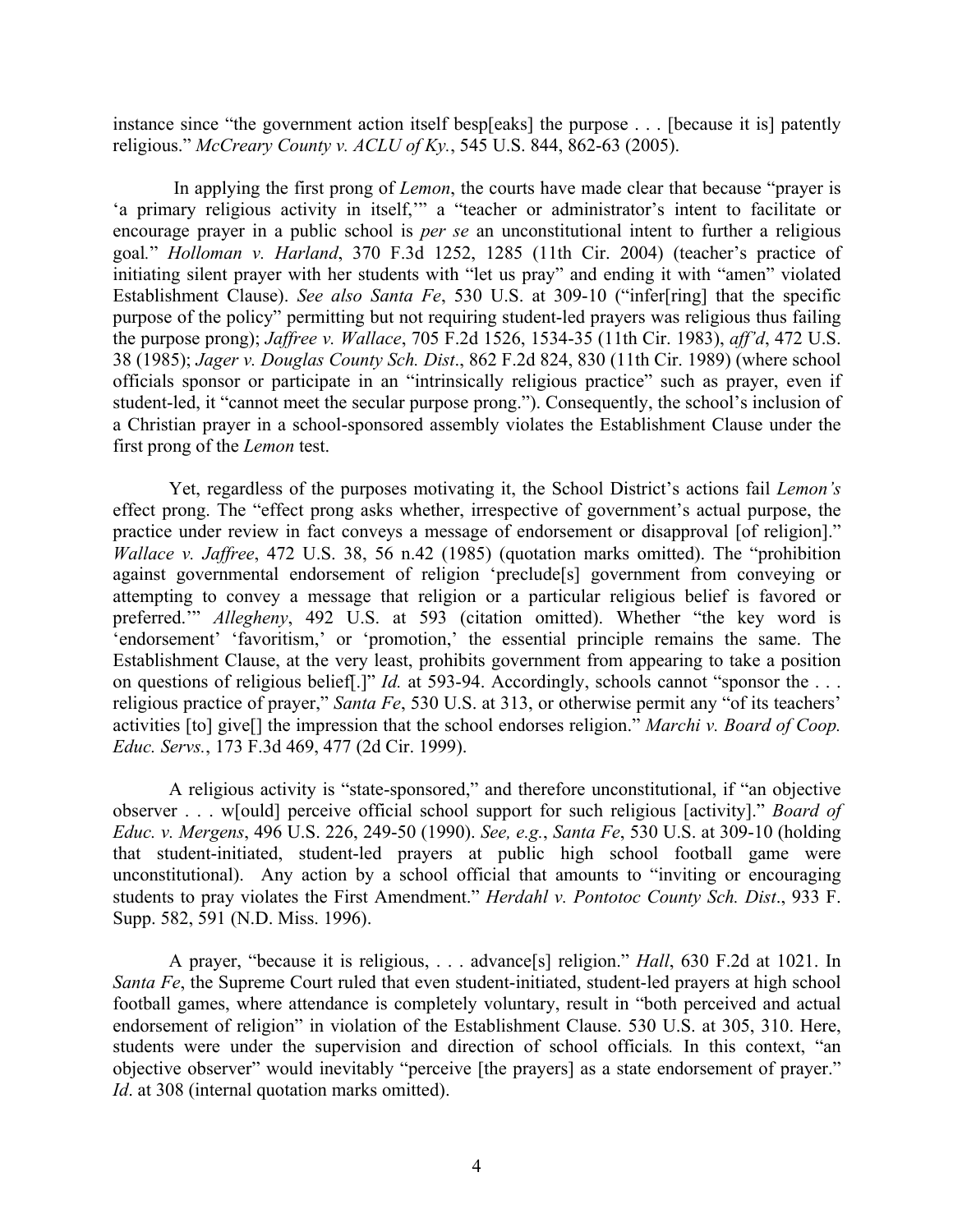instance since "the government action itself besp[eaks] the purpose . . . [because it is] patently religious." *McCreary County v. ACLU of Ky.*, 545 U.S. 844, 862-63 (2005).

In applying the first prong of *Lemon*, the courts have made clear that because "prayer is 'a primary religious activity in itself,'" a "teacher or administrator's intent to facilitate or encourage prayer in a public school is *per se* an unconstitutional intent to further a religious goal." *Holloman v. Harland*, 370 F.3d 1252, 1285 (11th Cir. 2004) (teacher's practice of initiating silent prayer with her students with "let us pray" and ending it with "amen" violated Establishment Clause). *See also Santa Fe*, 530 U.S. at 309-10 ("infer[ring] that the specific purpose of the policy" permitting but not requiring student-led prayers was religious thus failing the purpose prong); *Jaffree v. Wallace*, 705 F.2d 1526, 1534-35 (11th Cir. 1983), *aff'd*, 472 U.S. 38 (1985); *Jager v. Douglas County Sch. Dist*., 862 F.2d 824, 830 (11th Cir. 1989) (where school officials sponsor or participate in an "intrinsically religious practice" such as prayer, even if student-led, it "cannot meet the secular purpose prong."). Consequently, the school's inclusion of a Christian prayer in a school-sponsored assembly violates the Establishment Clause under the first prong of the *Lemon* test.

Yet, regardless of the purposes motivating it, the School District's actions fail *Lemon's* effect prong. The "effect prong asks whether, irrespective of government's actual purpose, the practice under review in fact conveys a message of endorsement or disapproval [of religion]." *Wallace v. Jaffree*, 472 U.S. 38, 56 n.42 (1985) (quotation marks omitted). The "prohibition against governmental endorsement of religion 'preclude[s] government from conveying or attempting to convey a message that religion or a particular religious belief is favored or preferred.'" *Allegheny*, 492 U.S. at 593 (citation omitted). Whether "the key word is 'endorsement' 'favoritism,' or 'promotion,' the essential principle remains the same. The Establishment Clause, at the very least, prohibits government from appearing to take a position on questions of religious belief[.]" *Id.* at 593-94. Accordingly, schools cannot "sponsor the . . . religious practice of prayer," *Santa Fe*, 530 U.S. at 313, or otherwise permit any "of its teachers' activities [to] give[] the impression that the school endorses religion." *Marchi v. Board of Coop. Educ. Servs.*, 173 F.3d 469, 477 (2d Cir. 1999).

A religious activity is "state-sponsored," and therefore unconstitutional, if "an objective observer . . . w[ould] perceive official school support for such religious [activity]." *Board of Educ. v. Mergens*, 496 U.S. 226, 249-50 (1990). *See, e.g.*, *Santa Fe*, 530 U.S. at 309-10 (holding that student-initiated, student-led prayers at public high school football game were unconstitutional). Any action by a school official that amounts to "inviting or encouraging students to pray violates the First Amendment." *Herdahl v. Pontotoc County Sch. Dist*., 933 F. Supp. 582, 591 (N.D. Miss. 1996).

A prayer, "because it is religious, . . . advance[s] religion." *Hall*, 630 F.2d at 1021. In *Santa Fe*, the Supreme Court ruled that even student-initiated, student-led prayers at high school football games, where attendance is completely voluntary, result in "both perceived and actual endorsement of religion" in violation of the Establishment Clause. 530 U.S. at 305, 310. Here, students were under the supervision and direction of school officials. In this context, "an objective observer" would inevitably "perceive [the prayers] as a state endorsement of prayer." *Id*. at 308 (internal quotation marks omitted).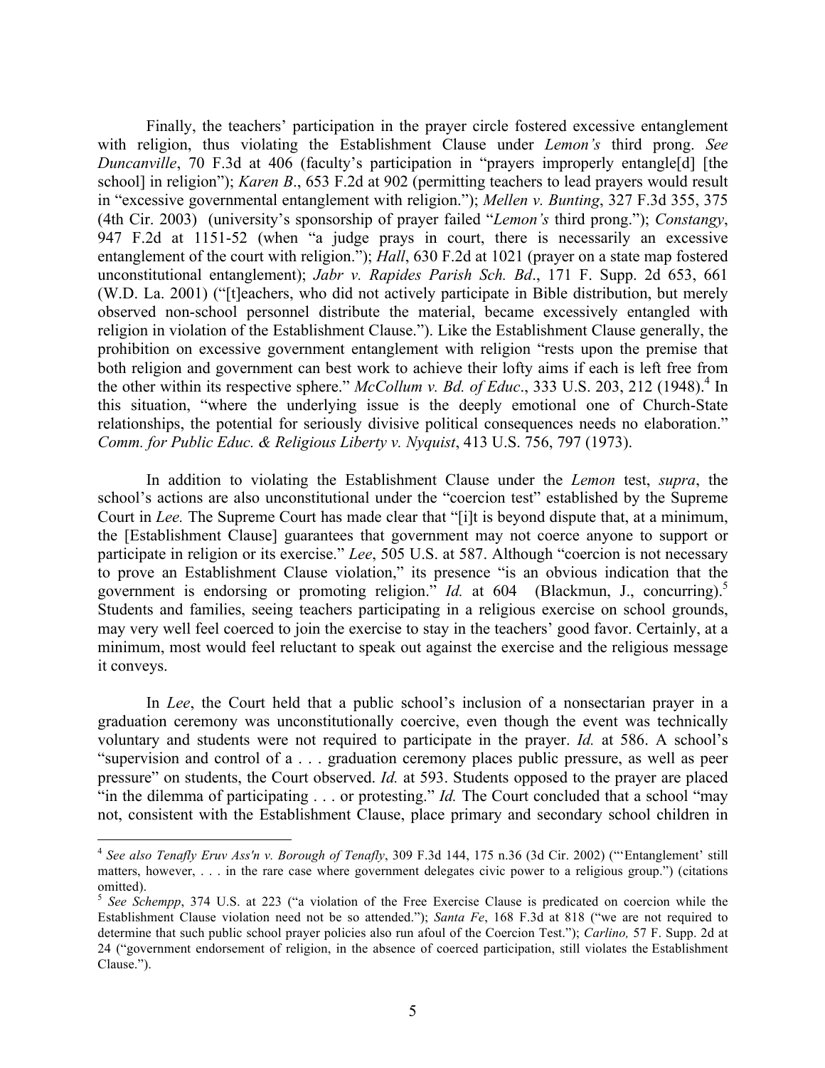Finally, the teachers' participation in the prayer circle fostered excessive entanglement with religion, thus violating the Establishment Clause under *Lemon's* third prong. *See Duncanville*, 70 F.3d at 406 (faculty's participation in "prayers improperly entangle[d] [the school] in religion"); *Karen B*., 653 F.2d at 902 (permitting teachers to lead prayers would result in "excessive governmental entanglement with religion."); *Mellen v. Bunting*, 327 F.3d 355, 375 (4th Cir. 2003) (university's sponsorship of prayer failed "*Lemon's* third prong."); *Constangy*, 947 F.2d at 1151-52 (when "a judge prays in court, there is necessarily an excessive entanglement of the court with religion."); *Hall*, 630 F.2d at 1021 (prayer on a state map fostered unconstitutional entanglement); *Jabr v. Rapides Parish Sch. Bd*., 171 F. Supp. 2d 653, 661 (W.D. La. 2001) ("[t]eachers, who did not actively participate in Bible distribution, but merely observed non-school personnel distribute the material, became excessively entangled with religion in violation of the Establishment Clause."). Like the Establishment Clause generally, the prohibition on excessive government entanglement with religion "rests upon the premise that both religion and government can best work to achieve their lofty aims if each is left free from the other within its respective sphere." *McCollum v. Bd. of Educ*., 333 U.S. 203, 212 (1948).[4] In this situation, "where the underlying issue is the deeply emotional one of Church-State relationships, the potential for seriously divisive political consequences needs no elaboration." *Comm. for Public Educ. & Religious Liberty v. Nyquist*, 413 U.S. 756, 797 (1973).

In addition to violating the Establishment Clause under the *Lemon* test, *supra*, the school's actions are also unconstitutional under the "coercion test" established by the Supreme Court in *Lee.* The Supreme Court has made clear that "[i]t is beyond dispute that, at a minimum, the [Establishment Clause] guarantees that government may not coerce anyone to support or participate in religion or its exercise." *Lee*, 505 U.S. at 587. Although "coercion is not necessary to prove an Establishment Clause violation," its presence "is an obvious indication that the government is endorsing or promoting religion." *Id.* at 604 (Blackmun, J., concurring).[5] Students and families, seeing teachers participating in a religious exercise on school grounds, may very well feel coerced to join the exercise to stay in the teachers' good favor. Certainly, at a minimum, most would feel reluctant to speak out against the exercise and the religious message it conveys.

In *Lee*, the Court held that a public school's inclusion of a nonsectarian prayer in a graduation ceremony was unconstitutionally coercive, even though the event was technically voluntary and students were not required to participate in the prayer. *Id.* at 586. A school's "supervision and control of a . . . graduation ceremony places public pressure, as well as peer pressure" on students, the Court observed. *Id.* at 593. Students opposed to the prayer are placed "in the dilemma of participating . . . or protesting." *Id.* The Court concluded that a school "may not, consistent with the Establishment Clause, place primary and secondary school children in

---

[4] *See also Tenafly Eruv Ass'n v. Borough of Tenafly*, 309 F.3d 144, 175 n.36 (3d Cir. 2002) ("'Entanglement' still matters, however, . . . in the rare case where government delegates civic power to a religious group.") (citations omitted).

[5] *See Schempp*, 374 U.S. at 223 ("a violation of the Free Exercise Clause is predicated on coercion while the Establishment Clause violation need not be so attended."); *Santa Fe*, 168 F.3d at 818 ("we are not required to determine that such public school prayer policies also run afoul of the Coercion Test."); *Carlino,* 57 F. Supp. 2d at 24 ("government endorsement of religion, in the absence of coerced participation, still violates the Establishment Clause.").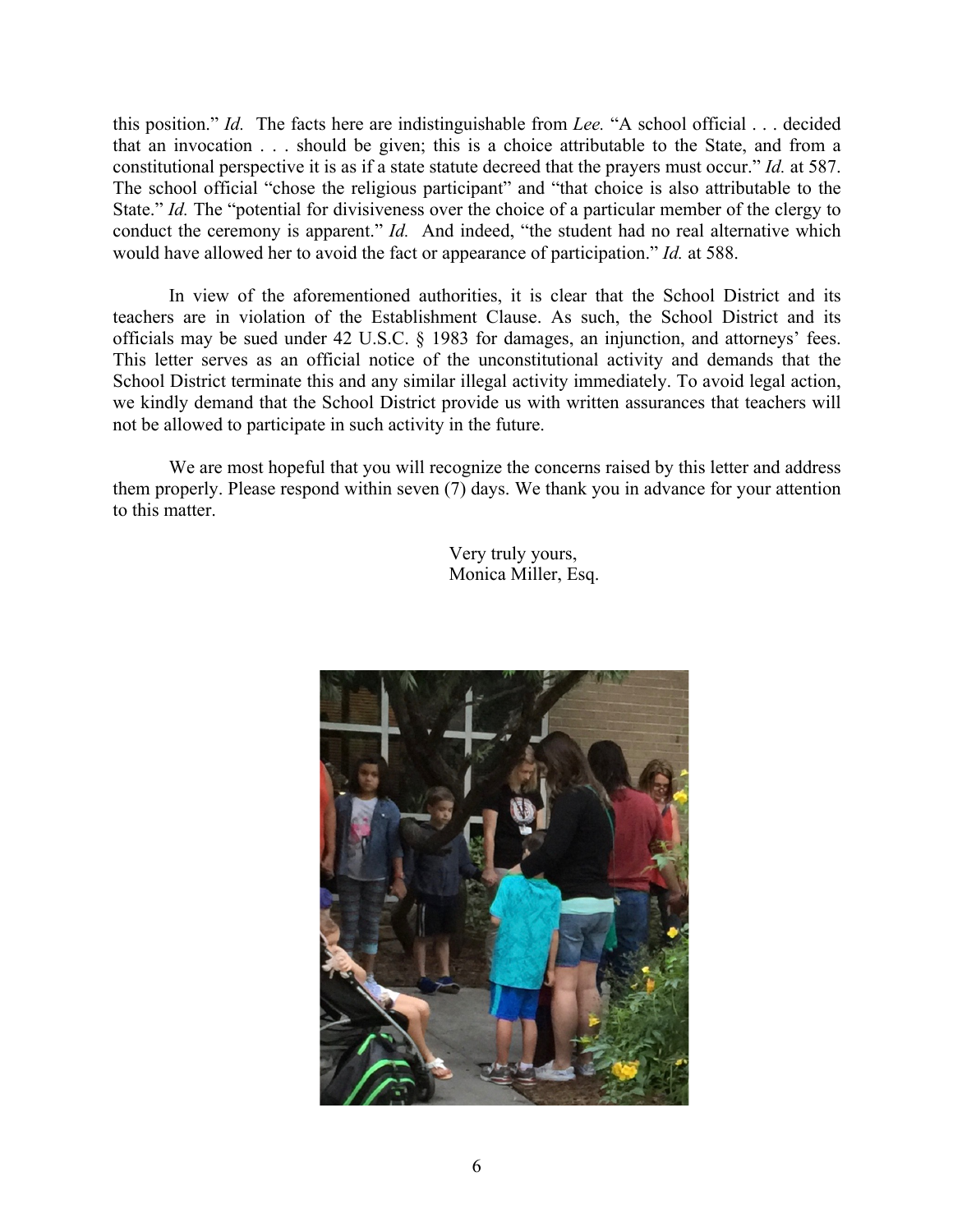this position." *Id.* The facts here are indistinguishable from *Lee.* "A school official . . . decided that an invocation . . . should be given; this is a choice attributable to the State, and from a constitutional perspective it is as if a state statute decreed that the prayers must occur." *Id.* at 587. The school official "chose the religious participant" and "that choice is also attributable to the State." *Id.* The "potential for divisiveness over the choice of a particular member of the clergy to conduct the ceremony is apparent." *Id.* And indeed, "the student had no real alternative which would have allowed her to avoid the fact or appearance of participation." *Id.* at 588.

In view of the aforementioned authorities, it is clear that the School District and its teachers are in violation of the Establishment Clause. As such, the School District and its officials may be sued under 42 U.S.C. § 1983 for damages, an injunction, and attorneys' fees. This letter serves as an official notice of the unconstitutional activity and demands that the School District terminate this and any similar illegal activity immediately. To avoid legal action, we kindly demand that the School District provide us with written assurances that teachers will not be allowed to participate in such activity in the future.

We are most hopeful that you will recognize the concerns raised by this letter and address them properly. Please respond within seven (7) days. We thank you in advance for your attention to this matter.

Very truly yours,
Monica Miller, Esq.